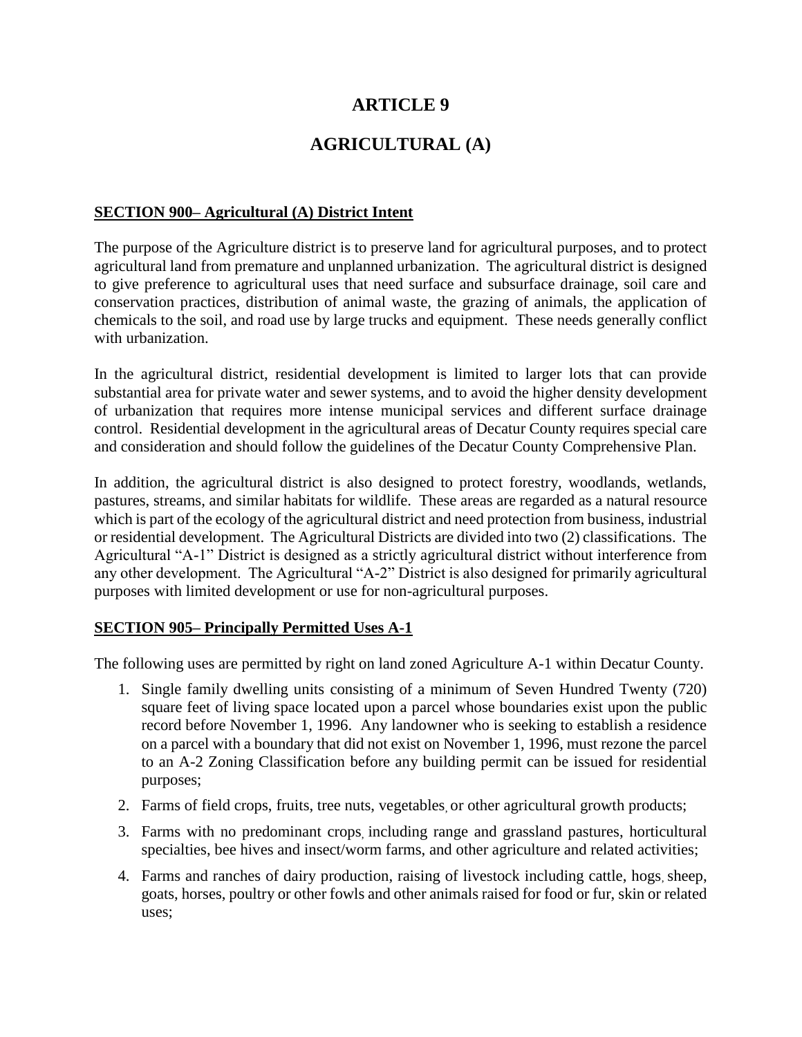# ARTICLE 9

# AGRICULTURAL (A)

## SECTION 900– Agricultural (A) District Intent

The purpose of the Agriculture district is to preserve land for agricultural purposes, and to protect agricultural land from premature and unplanned urbanization. The agricultural district is designed to give preference to agricultural uses that need surface and subsurface drainage, soil care and conservation practices, distribution of animal waste, the grazing of animals, the application of chemicals to the soil, and road use by large trucks and equipment. These needs generally conflict with urbanization.

In the agricultural district, residential development is limited to larger lots that can provide substantial area for private water and sewer systems, and to avoid the higher density development of urbanization that requires more intense municipal services and different surface drainage control. Residential development in the agricultural areas of Decatur County requires special care and consideration and should follow the guidelines of the Decatur County Comprehensive Plan.

In addition, the agricultural district is also designed to protect forestry, woodlands, wetlands, pastures, streams, and similar habitats for wildlife. These areas are regarded as a natural resource which is part of the ecology of the agricultural district and need protection from business, industrial or residential development. The Agricultural Districts are divided into two (2) classifications. The Agricultural "A-1" District is designed as a strictly agricultural district without interference from any other development. The Agricultural "A-2" District is also designed for primarily agricultural purposes with limited development or use for non-agricultural purposes.

## SECTION 905– Principally Permitted Uses A-1

The following uses are permitted by right on land zoned Agriculture A-1 within Decatur County.

1. Single family dwelling units consisting of a minimum of Seven Hundred Twenty (720) square feet of living space located upon a parcel whose boundaries exist upon the public record before November 1, 1996. Any landowner who is seeking to establish a residence on a parcel with a boundary that did not exist on November 1, 1996, must rezone the parcel to an A-2 Zoning Classification before any building permit can be issued for residential purposes;
2. Farms of field crops, fruits, tree nuts, vegetables, or other agricultural growth products;
3. Farms with no predominant crops, including range and grassland pastures, horticultural specialties, bee hives and insect/worm farms, and other agriculture and related activities;
4. Farms and ranches of dairy production, raising of livestock including cattle, hogs, sheep, goats, horses, poultry or other fowls and other animals raised for food or fur, skin or related uses;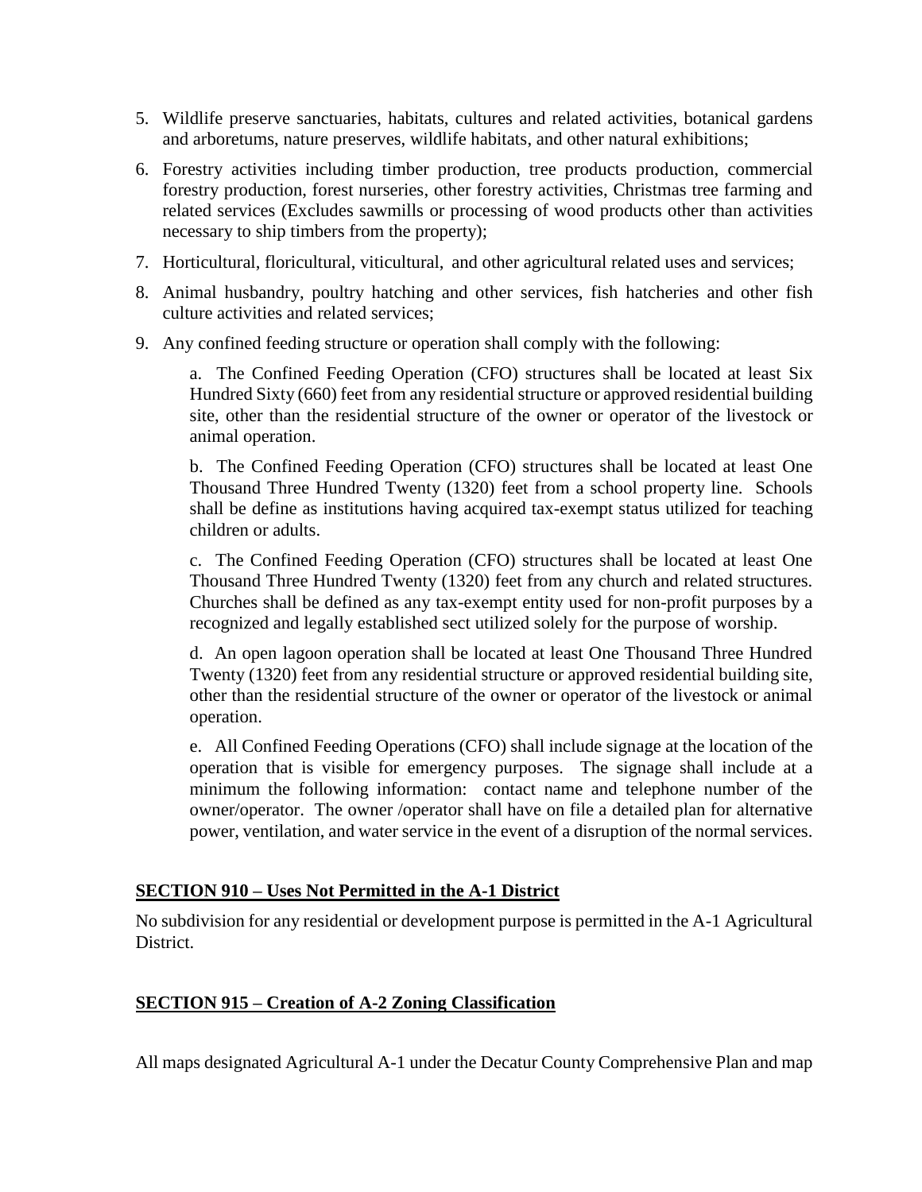5. Wildlife preserve sanctuaries, habitats, cultures and related activities, botanical gardens and arboretums, nature preserves, wildlife habitats, and other natural exhibitions;
6. Forestry activities including timber production, tree products production, commercial forestry production, forest nurseries, other forestry activities, Christmas tree farming and related services (Excludes sawmills or processing of wood products other than activities necessary to ship timbers from the property);
7. Horticultural, floricultural, viticultural, and other agricultural related uses and services;
8. Animal husbandry, poultry hatching and other services, fish hatcheries and other fish culture activities and related services;
9. Any confined feeding structure or operation shall comply with the following:

   a. The Confined Feeding Operation (CFO) structures shall be located at least Six Hundred Sixty (660) feet from any residential structure or approved residential building site, other than the residential structure of the owner or operator of the livestock or animal operation.

   b. The Confined Feeding Operation (CFO) structures shall be located at least One Thousand Three Hundred Twenty (1320) feet from a school property line. Schools shall be define as institutions having acquired tax-exempt status utilized for teaching children or adults.

   c. The Confined Feeding Operation (CFO) structures shall be located at least One Thousand Three Hundred Twenty (1320) feet from any church and related structures. Churches shall be defined as any tax-exempt entity used for non-profit purposes by a recognized and legally established sect utilized solely for the purpose of worship.

   d. An open lagoon operation shall be located at least One Thousand Three Hundred Twenty (1320) feet from any residential structure or approved residential building site, other than the residential structure of the owner or operator of the livestock or animal operation.

   e. All Confined Feeding Operations (CFO) shall include signage at the location of the operation that is visible for emergency purposes. The signage shall include at a minimum the following information: contact name and telephone number of the owner/operator. The owner /operator shall have on file a detailed plan for alternative power, ventilation, and water service in the event of a disruption of the normal services.

## SECTION 910 – Uses Not Permitted in the A-1 District

No subdivision for any residential or development purpose is permitted in the A-1 Agricultural District.

## SECTION 915 – Creation of A-2 Zoning Classification

All maps designated Agricultural A-1 under the Decatur County Comprehensive Plan and map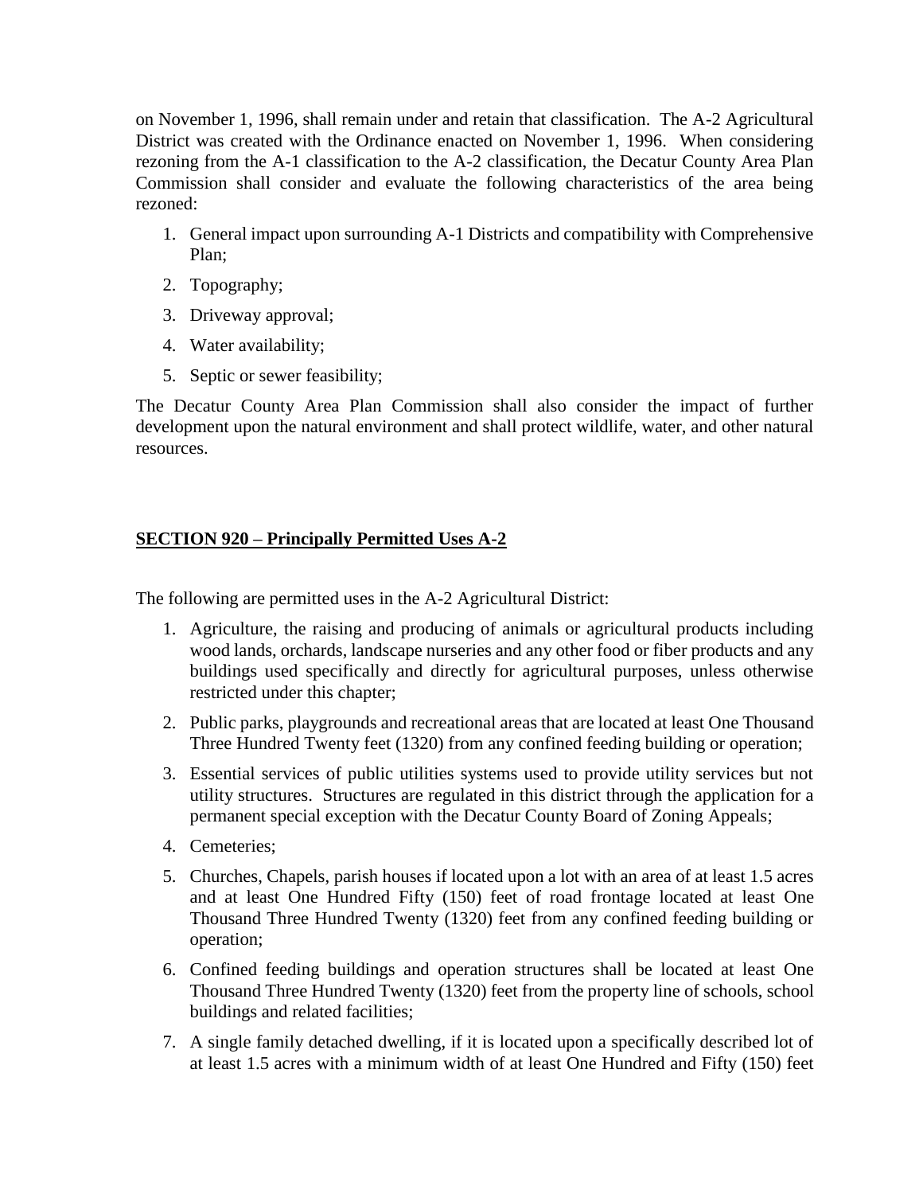on November 1, 1996, shall remain under and retain that classification. The A-2 Agricultural District was created with the Ordinance enacted on November 1, 1996. When considering rezoning from the A-1 classification to the A-2 classification, the Decatur County Area Plan Commission shall consider and evaluate the following characteristics of the area being rezoned:

1. General impact upon surrounding A-1 Districts and compatibility with Comprehensive Plan;
2. Topography;
3. Driveway approval;
4. Water availability;
5. Septic or sewer feasibility;

The Decatur County Area Plan Commission shall also consider the impact of further development upon the natural environment and shall protect wildlife, water, and other natural resources.

## SECTION 920 – Principally Permitted Uses A-2

The following are permitted uses in the A-2 Agricultural District:

1. Agriculture, the raising and producing of animals or agricultural products including wood lands, orchards, landscape nurseries and any other food or fiber products and any buildings used specifically and directly for agricultural purposes, unless otherwise restricted under this chapter;
2. Public parks, playgrounds and recreational areas that are located at least One Thousand Three Hundred Twenty feet (1320) from any confined feeding building or operation;
3. Essential services of public utilities systems used to provide utility services but not utility structures. Structures are regulated in this district through the application for a permanent special exception with the Decatur County Board of Zoning Appeals;
4. Cemeteries;
5. Churches, Chapels, parish houses if located upon a lot with an area of at least 1.5 acres and at least One Hundred Fifty (150) feet of road frontage located at least One Thousand Three Hundred Twenty (1320) feet from any confined feeding building or operation;
6. Confined feeding buildings and operation structures shall be located at least One Thousand Three Hundred Twenty (1320) feet from the property line of schools, school buildings and related facilities;
7. A single family detached dwelling, if it is located upon a specifically described lot of at least 1.5 acres with a minimum width of at least One Hundred and Fifty (150) feet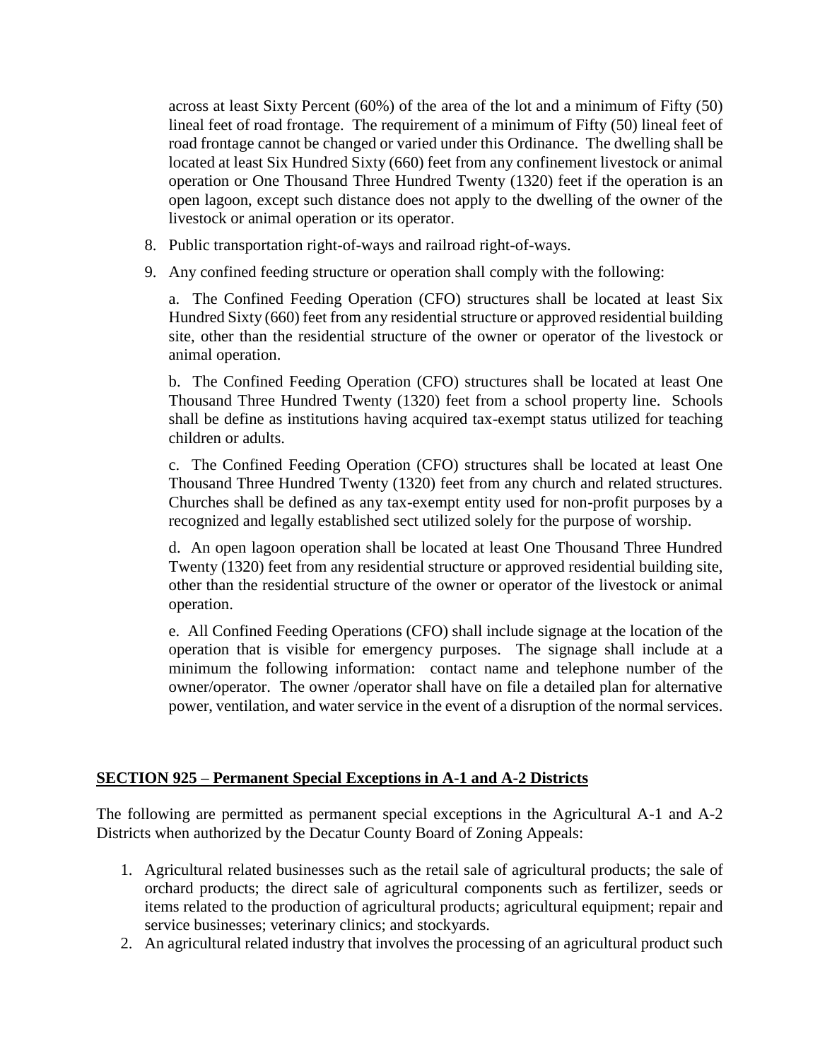across at least Sixty Percent (60%) of the area of the lot and a minimum of Fifty (50) lineal feet of road frontage. The requirement of a minimum of Fifty (50) lineal feet of road frontage cannot be changed or varied under this Ordinance. The dwelling shall be located at least Six Hundred Sixty (660) feet from any confinement livestock or animal operation or One Thousand Three Hundred Twenty (1320) feet if the operation is an open lagoon, except such distance does not apply to the dwelling of the owner of the livestock or animal operation or its operator.

8. Public transportation right-of-ways and railroad right-of-ways.
9. Any confined feeding structure or operation shall comply with the following:

   a. The Confined Feeding Operation (CFO) structures shall be located at least Six Hundred Sixty (660) feet from any residential structure or approved residential building site, other than the residential structure of the owner or operator of the livestock or animal operation.

   b. The Confined Feeding Operation (CFO) structures shall be located at least One Thousand Three Hundred Twenty (1320) feet from a school property line. Schools shall be define as institutions having acquired tax-exempt status utilized for teaching children or adults.

   c. The Confined Feeding Operation (CFO) structures shall be located at least One Thousand Three Hundred Twenty (1320) feet from any church and related structures. Churches shall be defined as any tax-exempt entity used for non-profit purposes by a recognized and legally established sect utilized solely for the purpose of worship.

   d. An open lagoon operation shall be located at least One Thousand Three Hundred Twenty (1320) feet from any residential structure or approved residential building site, other than the residential structure of the owner or operator of the livestock or animal operation.

   e. All Confined Feeding Operations (CFO) shall include signage at the location of the operation that is visible for emergency purposes. The signage shall include at a minimum the following information: contact name and telephone number of the owner/operator. The owner /operator shall have on file a detailed plan for alternative power, ventilation, and water service in the event of a disruption of the normal services.

## SECTION 925 – Permanent Special Exceptions in A-1 and A-2 Districts

The following are permitted as permanent special exceptions in the Agricultural A-1 and A-2 Districts when authorized by the Decatur County Board of Zoning Appeals:

1. Agricultural related businesses such as the retail sale of agricultural products; the sale of orchard products; the direct sale of agricultural components such as fertilizer, seeds or items related to the production of agricultural products; agricultural equipment; repair and service businesses; veterinary clinics; and stockyards.
2. An agricultural related industry that involves the processing of an agricultural product such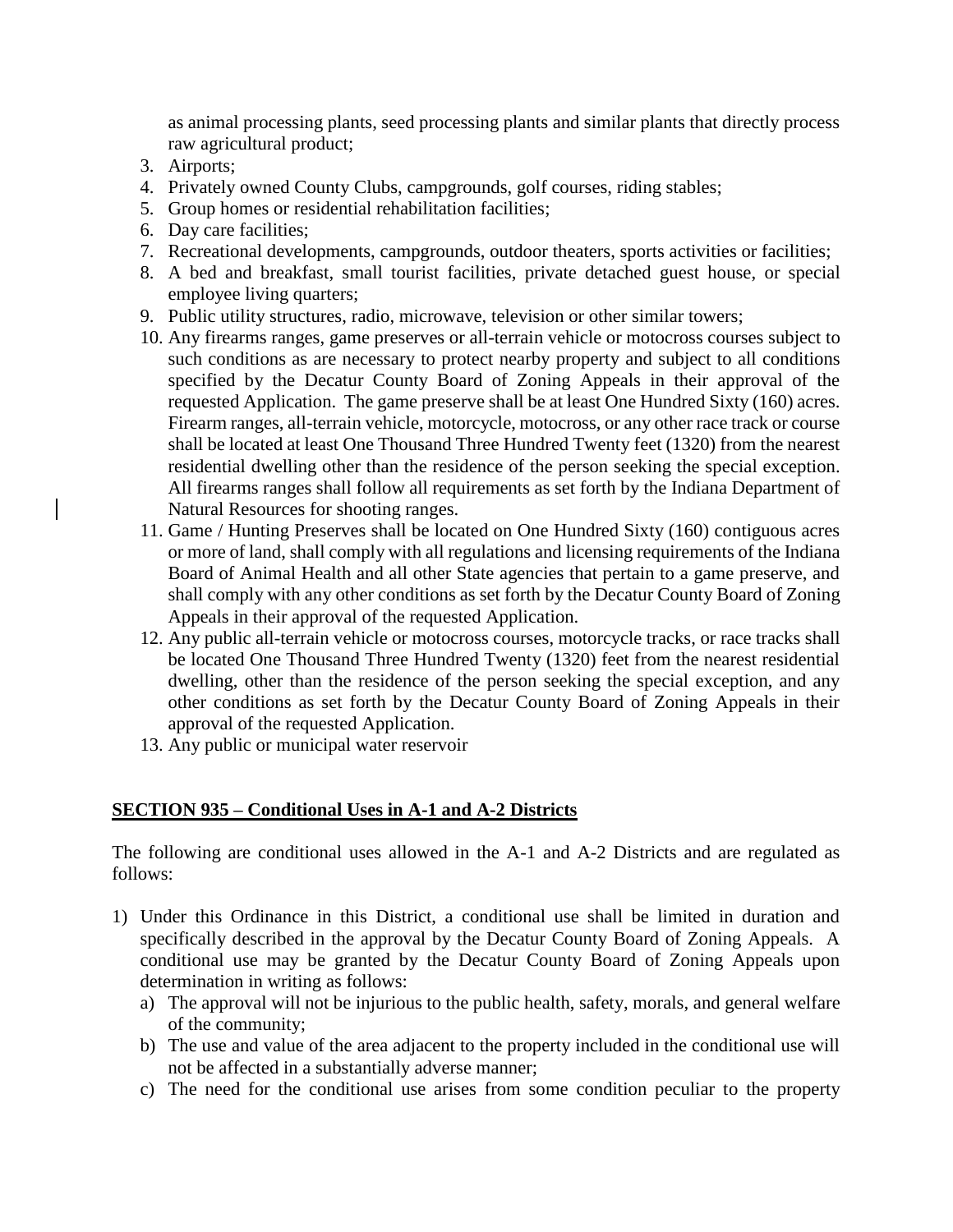as animal processing plants, seed processing plants and similar plants that directly process raw agricultural product;

3. Airports;
4. Privately owned County Clubs, campgrounds, golf courses, riding stables;
5. Group homes or residential rehabilitation facilities;
6. Day care facilities;
7. Recreational developments, campgrounds, outdoor theaters, sports activities or facilities;
8. A bed and breakfast, small tourist facilities, private detached guest house, or special employee living quarters;
9. Public utility structures, radio, microwave, television or other similar towers;
10. Any firearms ranges, game preserves or all-terrain vehicle or motocross courses subject to such conditions as are necessary to protect nearby property and subject to all conditions specified by the Decatur County Board of Zoning Appeals in their approval of the requested Application. The game preserve shall be at least One Hundred Sixty (160) acres. Firearm ranges, all-terrain vehicle, motorcycle, motocross, or any other race track or course shall be located at least One Thousand Three Hundred Twenty feet (1320) from the nearest residential dwelling other than the residence of the person seeking the special exception. All firearms ranges shall follow all requirements as set forth by the Indiana Department of Natural Resources for shooting ranges.
11. Game / Hunting Preserves shall be located on One Hundred Sixty (160) contiguous acres or more of land, shall comply with all regulations and licensing requirements of the Indiana Board of Animal Health and all other State agencies that pertain to a game preserve, and shall comply with any other conditions as set forth by the Decatur County Board of Zoning Appeals in their approval of the requested Application.
12. Any public all-terrain vehicle or motocross courses, motorcycle tracks, or race tracks shall be located One Thousand Three Hundred Twenty (1320) feet from the nearest residential dwelling, other than the residence of the person seeking the special exception, and any other conditions as set forth by the Decatur County Board of Zoning Appeals in their approval of the requested Application.
13. Any public or municipal water reservoir

## SECTION 935 – Conditional Uses in A-1 and A-2 Districts

The following are conditional uses allowed in the A-1 and A-2 Districts and are regulated as follows:

1) Under this Ordinance in this District, a conditional use shall be limited in duration and specifically described in the approval by the Decatur County Board of Zoning Appeals. A conditional use may be granted by the Decatur County Board of Zoning Appeals upon determination in writing as follows:
   a) The approval will not be injurious to the public health, safety, morals, and general welfare of the community;
   b) The use and value of the area adjacent to the property included in the conditional use will not be affected in a substantially adverse manner;
   c) The need for the conditional use arises from some condition peculiar to the property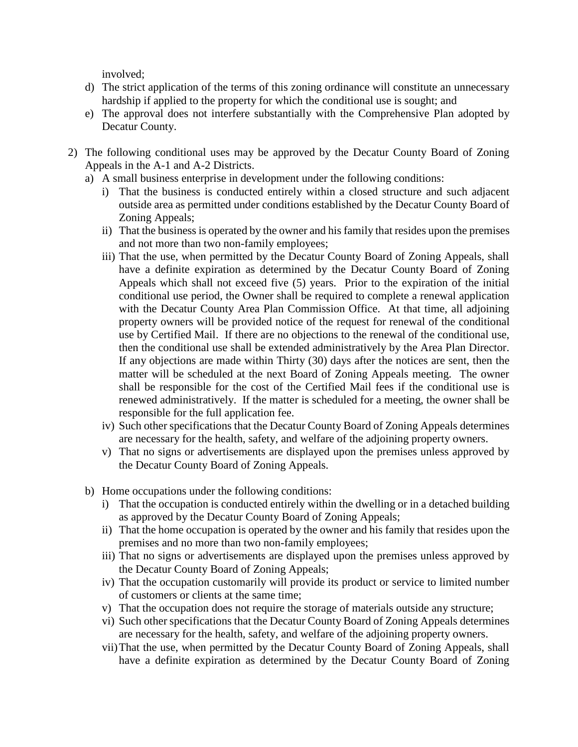involved;

d) The strict application of the terms of this zoning ordinance will constitute an unnecessary hardship if applied to the property for which the conditional use is sought; and

e) The approval does not interfere substantially with the Comprehensive Plan adopted by Decatur County.

2) The following conditional uses may be approved by the Decatur County Board of Zoning Appeals in the A-1 and A-2 Districts.

   a) A small business enterprise in development under the following conditions:

      i) That the business is conducted entirely within a closed structure and such adjacent outside area as permitted under conditions established by the Decatur County Board of Zoning Appeals;

      ii) That the business is operated by the owner and his family that resides upon the premises and not more than two non-family employees;

      iii) That the use, when permitted by the Decatur County Board of Zoning Appeals, shall have a definite expiration as determined by the Decatur County Board of Zoning Appeals which shall not exceed five (5) years. Prior to the expiration of the initial conditional use period, the Owner shall be required to complete a renewal application with the Decatur County Area Plan Commission Office. At that time, all adjoining property owners will be provided notice of the request for renewal of the conditional use by Certified Mail. If there are no objections to the renewal of the conditional use, then the conditional use shall be extended administratively by the Area Plan Director. If any objections are made within Thirty (30) days after the notices are sent, then the matter will be scheduled at the next Board of Zoning Appeals meeting. The owner shall be responsible for the cost of the Certified Mail fees if the conditional use is renewed administratively. If the matter is scheduled for a meeting, the owner shall be responsible for the full application fee.

      iv) Such other specifications that the Decatur County Board of Zoning Appeals determines are necessary for the health, safety, and welfare of the adjoining property owners.

      v) That no signs or advertisements are displayed upon the premises unless approved by the Decatur County Board of Zoning Appeals.

   b) Home occupations under the following conditions:

      i) That the occupation is conducted entirely within the dwelling or in a detached building as approved by the Decatur County Board of Zoning Appeals;

      ii) That the home occupation is operated by the owner and his family that resides upon the premises and no more than two non-family employees;

      iii) That no signs or advertisements are displayed upon the premises unless approved by the Decatur County Board of Zoning Appeals;

      iv) That the occupation customarily will provide its product or service to limited number of customers or clients at the same time;

      v) That the occupation does not require the storage of materials outside any structure;

      vi) Such other specifications that the Decatur County Board of Zoning Appeals determines are necessary for the health, safety, and welfare of the adjoining property owners.

      vii) That the use, when permitted by the Decatur County Board of Zoning Appeals, shall have a definite expiration as determined by the Decatur County Board of Zoning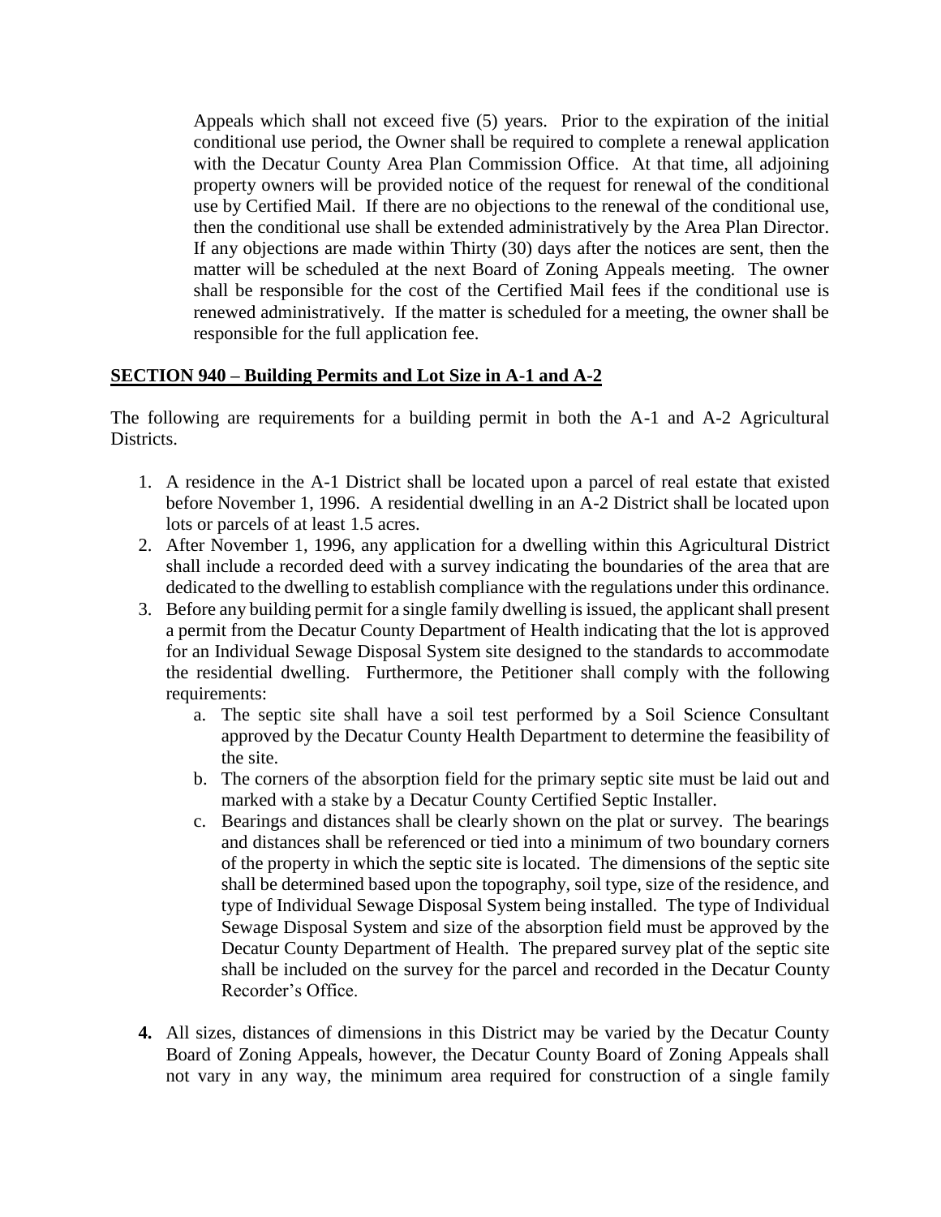Appeals which shall not exceed five (5) years. Prior to the expiration of the initial conditional use period, the Owner shall be required to complete a renewal application with the Decatur County Area Plan Commission Office. At that time, all adjoining property owners will be provided notice of the request for renewal of the conditional use by Certified Mail. If there are no objections to the renewal of the conditional use, then the conditional use shall be extended administratively by the Area Plan Director. If any objections are made within Thirty (30) days after the notices are sent, then the matter will be scheduled at the next Board of Zoning Appeals meeting. The owner shall be responsible for the cost of the Certified Mail fees if the conditional use is renewed administratively. If the matter is scheduled for a meeting, the owner shall be responsible for the full application fee.

## SECTION 940 – Building Permits and Lot Size in A-1 and A-2

The following are requirements for a building permit in both the A-1 and A-2 Agricultural Districts.

1. A residence in the A-1 District shall be located upon a parcel of real estate that existed before November 1, 1996. A residential dwelling in an A-2 District shall be located upon lots or parcels of at least 1.5 acres.
2. After November 1, 1996, any application for a dwelling within this Agricultural District shall include a recorded deed with a survey indicating the boundaries of the area that are dedicated to the dwelling to establish compliance with the regulations under this ordinance.
3. Before any building permit for a single family dwelling is issued, the applicant shall present a permit from the Decatur County Department of Health indicating that the lot is approved for an Individual Sewage Disposal System site designed to the standards to accommodate the residential dwelling. Furthermore, the Petitioner shall comply with the following requirements:
    a. The septic site shall have a soil test performed by a Soil Science Consultant approved by the Decatur County Health Department to determine the feasibility of the site.
    b. The corners of the absorption field for the primary septic site must be laid out and marked with a stake by a Decatur County Certified Septic Installer.
    c. Bearings and distances shall be clearly shown on the plat or survey. The bearings and distances shall be referenced or tied into a minimum of two boundary corners of the property in which the septic site is located. The dimensions of the septic site shall be determined based upon the topography, soil type, size of the residence, and type of Individual Sewage Disposal System being installed. The type of Individual Sewage Disposal System and size of the absorption field must be approved by the Decatur County Department of Health. The prepared survey plat of the septic site shall be included on the survey for the parcel and recorded in the Decatur County Recorder's Office.

4. All sizes, distances of dimensions in this District may be varied by the Decatur County Board of Zoning Appeals, however, the Decatur County Board of Zoning Appeals shall not vary in any way, the minimum area required for construction of a single family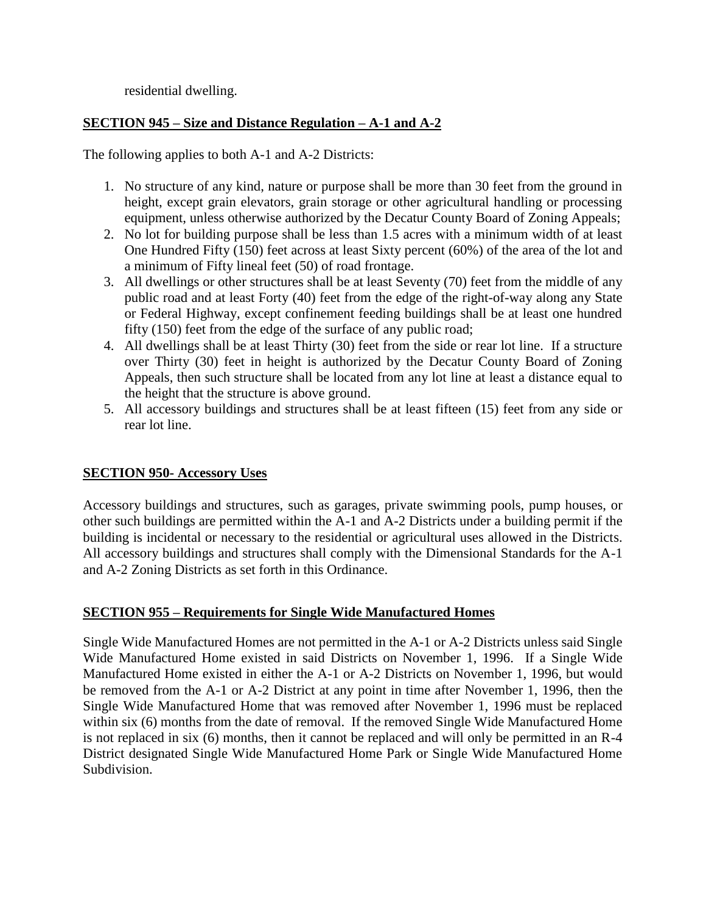residential dwelling.

## SECTION 945 – Size and Distance Regulation – A-1 and A-2

The following applies to both A-1 and A-2 Districts:

1. No structure of any kind, nature or purpose shall be more than 30 feet from the ground in height, except grain elevators, grain storage or other agricultural handling or processing equipment, unless otherwise authorized by the Decatur County Board of Zoning Appeals;
2. No lot for building purpose shall be less than 1.5 acres with a minimum width of at least One Hundred Fifty (150) feet across at least Sixty percent (60%) of the area of the lot and a minimum of Fifty lineal feet (50) of road frontage.
3. All dwellings or other structures shall be at least Seventy (70) feet from the middle of any public road and at least Forty (40) feet from the edge of the right-of-way along any State or Federal Highway, except confinement feeding buildings shall be at least one hundred fifty (150) feet from the edge of the surface of any public road;
4. All dwellings shall be at least Thirty (30) feet from the side or rear lot line. If a structure over Thirty (30) feet in height is authorized by the Decatur County Board of Zoning Appeals, then such structure shall be located from any lot line at least a distance equal to the height that the structure is above ground.
5. All accessory buildings and structures shall be at least fifteen (15) feet from any side or rear lot line.

## SECTION 950- Accessory Uses

Accessory buildings and structures, such as garages, private swimming pools, pump houses, or other such buildings are permitted within the A-1 and A-2 Districts under a building permit if the building is incidental or necessary to the residential or agricultural uses allowed in the Districts. All accessory buildings and structures shall comply with the Dimensional Standards for the A-1 and A-2 Zoning Districts as set forth in this Ordinance.

## SECTION 955 – Requirements for Single Wide Manufactured Homes

Single Wide Manufactured Homes are not permitted in the A-1 or A-2 Districts unless said Single Wide Manufactured Home existed in said Districts on November 1, 1996. If a Single Wide Manufactured Home existed in either the A-1 or A-2 Districts on November 1, 1996, but would be removed from the A-1 or A-2 District at any point in time after November 1, 1996, then the Single Wide Manufactured Home that was removed after November 1, 1996 must be replaced within six (6) months from the date of removal. If the removed Single Wide Manufactured Home is not replaced in six (6) months, then it cannot be replaced and will only be permitted in an R-4 District designated Single Wide Manufactured Home Park or Single Wide Manufactured Home Subdivision.